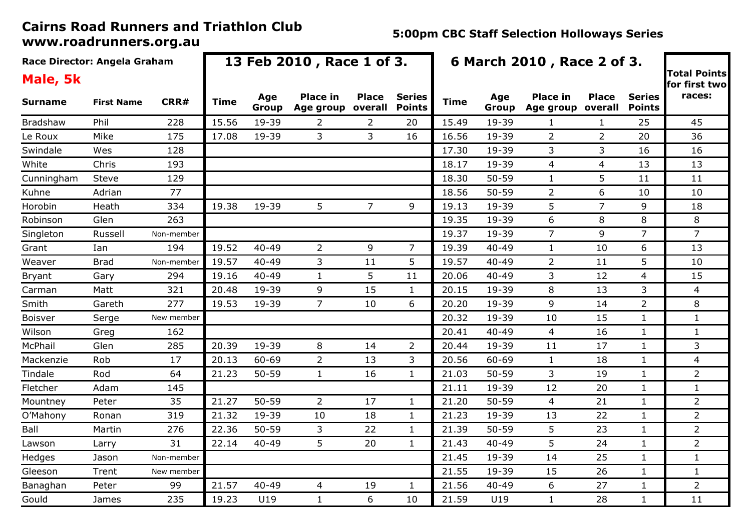# Cairns Road Runners and Triathlon Club
## www.roadrunners.org.au

**5:00pm CBC Staff Selection Holloways Series**

**Race Director: Angela Graham**

## Male, 5k

| Surname | First Name | CRR# | 13 Feb 2010 , Race 1 of 3. | | | | | 6 March 2010 , Race 2 of 3. | | | | | Total Points for first two races: |
|---|---|---|---|---|---|---|---|---|---|---|---|---|---|
| | | | Time | Age Group | Place in Age group | Place overall | Series Points | Time | Age Group | Place in Age group | Place overall | Series Points | |
| Bradshaw | Phil | 228 | 15.56 | 19-39 | 2 | 2 | 20 | 15.49 | 19-39 | 1 | 1 | 25 | 45 |
| Le Roux | Mike | 175 | 17.08 | 19-39 | 3 | 3 | 16 | 16.56 | 19-39 | 2 | 2 | 20 | 36 |
| Swindale | Wes | 128 | | | | | | 17.30 | 19-39 | 3 | 3 | 16 | 16 |
| White | Chris | 193 | | | | | | 18.17 | 19-39 | 4 | 4 | 13 | 13 |
| Cunningham | Steve | 129 | | | | | | 18.30 | 50-59 | 1 | 5 | 11 | 11 |
| Kuhne | Adrian | 77 | | | | | | 18.56 | 50-59 | 2 | 6 | 10 | 10 |
| Horobin | Heath | 334 | 19.38 | 19-39 | 5 | 7 | 9 | 19.13 | 19-39 | 5 | 7 | 9 | 18 |
| Robinson | Glen | 263 | | | | | | 19.35 | 19-39 | 6 | 8 | 8 | 8 |
| Singleton | Russell | Non-member | | | | | | 19.37 | 19-39 | 7 | 9 | 7 | 7 |
| Grant | Ian | 194 | 19.52 | 40-49 | 2 | 9 | 7 | 19.39 | 40-49 | 1 | 10 | 6 | 13 |
| Weaver | Brad | Non-member | 19.57 | 40-49 | 3 | 11 | 5 | 19.57 | 40-49 | 2 | 11 | 5 | 10 |
| Bryant | Gary | 294 | 19.16 | 40-49 | 1 | 5 | 11 | 20.06 | 40-49 | 3 | 12 | 4 | 15 |
| Carman | Matt | 321 | 20.48 | 19-39 | 9 | 15 | 1 | 20.15 | 19-39 | 8 | 13 | 3 | 4 |
| Smith | Gareth | 277 | 19.53 | 19-39 | 7 | 10 | 6 | 20.20 | 19-39 | 9 | 14 | 2 | 8 |
| Boisver | Serge | New member | | | | | | 20.32 | 19-39 | 10 | 15 | 1 | 1 |
| Wilson | Greg | 162 | | | | | | 20.41 | 40-49 | 4 | 16 | 1 | 1 |
| McPhail | Glen | 285 | 20.39 | 19-39 | 8 | 14 | 2 | 20.44 | 19-39 | 11 | 17 | 1 | 3 |
| Mackenzie | Rob | 17 | 20.13 | 60-69 | 2 | 13 | 3 | 20.56 | 60-69 | 1 | 18 | 1 | 4 |
| Tindale | Rod | 64 | 21.23 | 50-59 | 1 | 16 | 1 | 21.03 | 50-59 | 3 | 19 | 1 | 2 |
| Fletcher | Adam | 145 | | | | | | 21.11 | 19-39 | 12 | 20 | 1 | 1 |
| Mountney | Peter | 35 | 21.27 | 50-59 | 2 | 17 | 1 | 21.20 | 50-59 | 4 | 21 | 1 | 2 |
| O'Mahony | Ronan | 319 | 21.32 | 19-39 | 10 | 18 | 1 | 21.23 | 19-39 | 13 | 22 | 1 | 2 |
| Ball | Martin | 276 | 22.36 | 50-59 | 3 | 22 | 1 | 21.39 | 50-59 | 5 | 23 | 1 | 2 |
| Lawson | Larry | 31 | 22.14 | 40-49 | 5 | 20 | 1 | 21.43 | 40-49 | 5 | 24 | 1 | 2 |
| Hedges | Jason | Non-member | | | | | | 21.45 | 19-39 | 14 | 25 | 1 | 1 |
| Gleeson | Trent | New member | | | | | | 21.55 | 19-39 | 15 | 26 | 1 | 1 |
| Banaghan | Peter | 99 | 21.57 | 40-49 | 4 | 19 | 1 | 21.56 | 40-49 | 6 | 27 | 1 | 2 |
| Gould | James | 235 | 19.23 | U19 | 1 | 6 | 10 | 21.59 | U19 | 1 | 28 | 1 | 11 |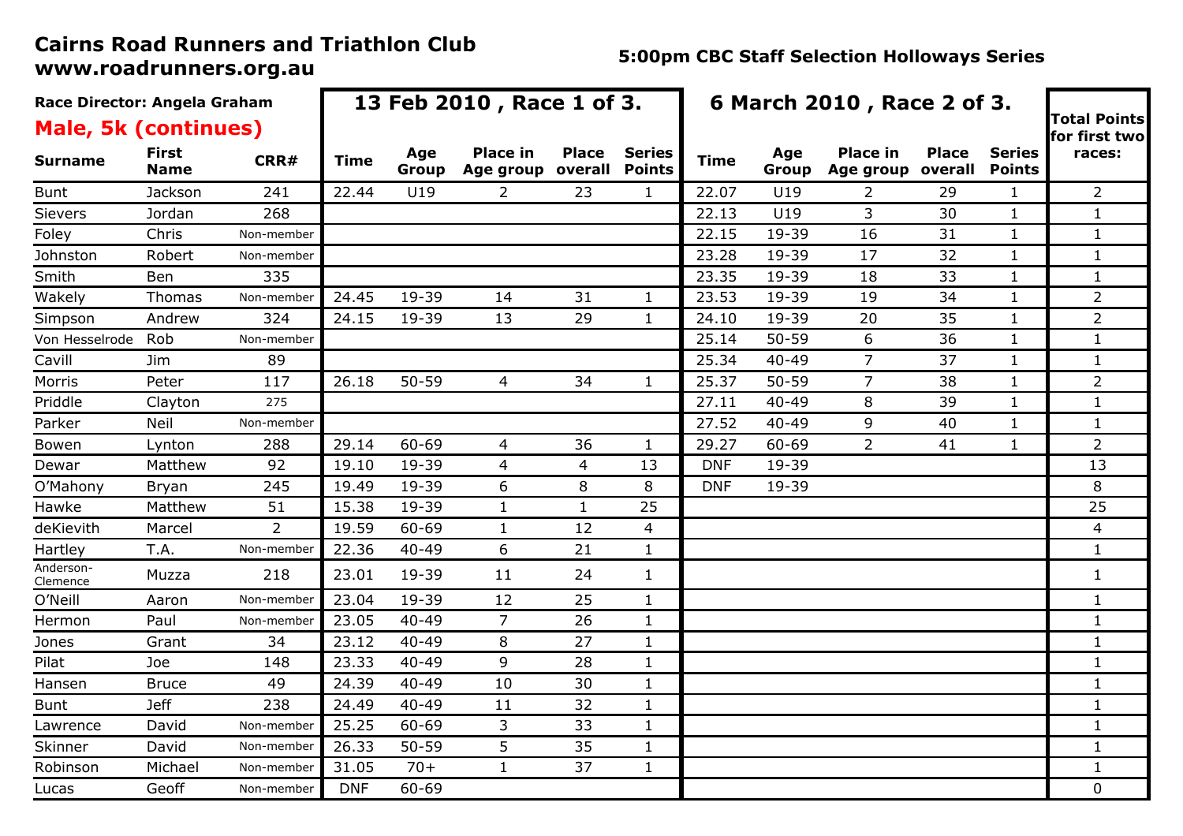# Cairns Road Runners and Triathlon Club
# www.roadrunners.org.au

**5:00pm CBC Staff Selection Holloways Series**

**Race Director: Angela Graham**

## Male, 5k (continues)

| Surname | First Name | CRR# | 13 Feb 2010 , Race 1 of 3. Time | Age Group | Place in Age group | Place overall | Series Points | 6 March 2010 , Race 2 of 3. Time | Age Group | Place in Age group | Place overall | Series Points | Total Points for first two races: |
|---|---|---|---|---|---|---|---|---|---|---|---|---|---|
| Bunt | Jackson | 241 | 22.44 | U19 | 2 | 23 | 1 | 22.07 | U19 | 2 | 29 | 1 | 2 |
| Sievers | Jordan | 268 | | | | | | 22.13 | U19 | 3 | 30 | 1 | 1 |
| Foley | Chris | Non-member | | | | | | 22.15 | 19-39 | 16 | 31 | 1 | 1 |
| Johnston | Robert | Non-member | | | | | | 23.28 | 19-39 | 17 | 32 | 1 | 1 |
| Smith | Ben | 335 | | | | | | 23.35 | 19-39 | 18 | 33 | 1 | 1 |
| Wakely | Thomas | Non-member | 24.45 | 19-39 | 14 | 31 | 1 | 23.53 | 19-39 | 19 | 34 | 1 | 2 |
| Simpson | Andrew | 324 | 24.15 | 19-39 | 13 | 29 | 1 | 24.10 | 19-39 | 20 | 35 | 1 | 2 |
| Von Hesselrode | Rob | Non-member | | | | | | 25.14 | 50-59 | 6 | 36 | 1 | 1 |
| Cavill | Jim | 89 | | | | | | 25.34 | 40-49 | 7 | 37 | 1 | 1 |
| Morris | Peter | 117 | 26.18 | 50-59 | 4 | 34 | 1 | 25.37 | 50-59 | 7 | 38 | 1 | 2 |
| Priddle | Clayton | 275 | | | | | | 27.11 | 40-49 | 8 | 39 | 1 | 1 |
| Parker | Neil | Non-member | | | | | | 27.52 | 40-49 | 9 | 40 | 1 | 1 |
| Bowen | Lynton | 288 | 29.14 | 60-69 | 4 | 36 | 1 | 29.27 | 60-69 | 2 | 41 | 1 | 2 |
| Dewar | Matthew | 92 | 19.10 | 19-39 | 4 | 4 | 13 | DNF | 19-39 | | | | 13 |
| O'Mahony | Bryan | 245 | 19.49 | 19-39 | 6 | 8 | 8 | DNF | 19-39 | | | | 8 |
| Hawke | Matthew | 51 | 15.38 | 19-39 | 1 | 1 | 25 | | | | | | 25 |
| deKievith | Marcel | 2 | 19.59 | 60-69 | 1 | 12 | 4 | | | | | | 4 |
| Hartley | T.A. | Non-member | 22.36 | 40-49 | 6 | 21 | 1 | | | | | | 1 |
| Anderson-Clemence | Muzza | 218 | 23.01 | 19-39 | 11 | 24 | 1 | | | | | | 1 |
| O'Neill | Aaron | Non-member | 23.04 | 19-39 | 12 | 25 | 1 | | | | | | 1 |
| Hermon | Paul | Non-member | 23.05 | 40-49 | 7 | 26 | 1 | | | | | | 1 |
| Jones | Grant | 34 | 23.12 | 40-49 | 8 | 27 | 1 | | | | | | 1 |
| Pilat | Joe | 148 | 23.33 | 40-49 | 9 | 28 | 1 | | | | | | 1 |
| Hansen | Bruce | 49 | 24.39 | 40-49 | 10 | 30 | 1 | | | | | | 1 |
| Bunt | Jeff | 238 | 24.49 | 40-49 | 11 | 32 | 1 | | | | | | 1 |
| Lawrence | David | Non-member | 25.25 | 60-69 | 3 | 33 | 1 | | | | | | 1 |
| Skinner | David | Non-member | 26.33 | 50-59 | 5 | 35 | 1 | | | | | | 1 |
| Robinson | Michael | Non-member | 31.05 | 70+ | 1 | 37 | 1 | | | | | | 1 |
| Lucas | Geoff | Non-member | DNF | 60-69 | | | | | | | | | 0 |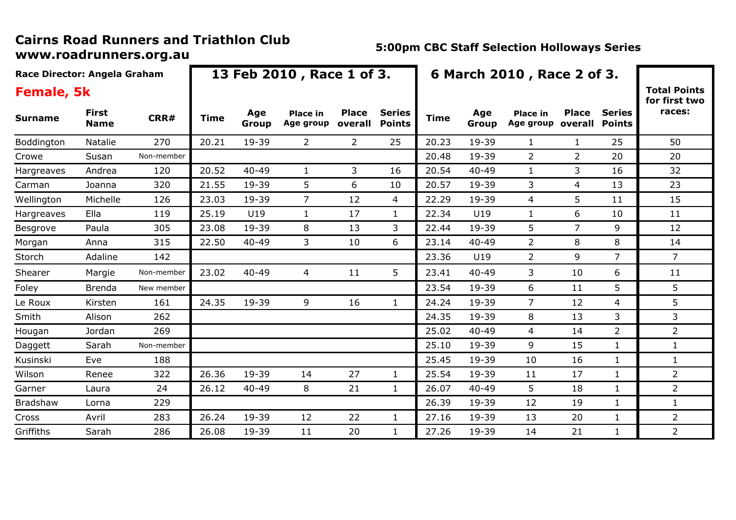# Cairns Road Runners and Triathlon Club
## www.roadrunners.org.au

**5:00pm CBC Staff Selection Holloways Series**

**Race Director: Angela Graham**

## Female, 5k

| Surname | First Name | CRR# | 13 Feb 2010 , Race 1 of 3. Time | Age Group | Place in Age group | Place overall | Series Points | 6 March 2010 , Race 2 of 3. Time | Age Group | Place in Age group | Place overall | Series Points | Total Points for first two races: |
|---|---|---|---|---|---|---|---|---|---|---|---|---|---|
| Boddington | Natalie | 270 | 20.21 | 19-39 | 2 | 2 | 25 | 20.23 | 19-39 | 1 | 1 | 25 | 50 |
| Crowe | Susan | Non-member | | | | | | 20.48 | 19-39 | 2 | 2 | 20 | 20 |
| Hargreaves | Andrea | 120 | 20.52 | 40-49 | 1 | 3 | 16 | 20.54 | 40-49 | 1 | 3 | 16 | 32 |
| Carman | Joanna | 320 | 21.55 | 19-39 | 5 | 6 | 10 | 20.57 | 19-39 | 3 | 4 | 13 | 23 |
| Wellington | Michelle | 126 | 23.03 | 19-39 | 7 | 12 | 4 | 22.29 | 19-39 | 4 | 5 | 11 | 15 |
| Hargreaves | Ella | 119 | 25.19 | U19 | 1 | 17 | 1 | 22.34 | U19 | 1 | 6 | 10 | 11 |
| Besgrove | Paula | 305 | 23.08 | 19-39 | 8 | 13 | 3 | 22.44 | 19-39 | 5 | 7 | 9 | 12 |
| Morgan | Anna | 315 | 22.50 | 40-49 | 3 | 10 | 6 | 23.14 | 40-49 | 2 | 8 | 8 | 14 |
| Storch | Adaline | 142 | | | | | | 23.36 | U19 | 2 | 9 | 7 | 7 |
| Shearer | Margie | Non-member | 23.02 | 40-49 | 4 | 11 | 5 | 23.41 | 40-49 | 3 | 10 | 6 | 11 |
| Foley | Brenda | New member | | | | | | 23.54 | 19-39 | 6 | 11 | 5 | 5 |
| Le Roux | Kirsten | 161 | 24.35 | 19-39 | 9 | 16 | 1 | 24.24 | 19-39 | 7 | 12 | 4 | 5 |
| Smith | Alison | 262 | | | | | | 24.35 | 19-39 | 8 | 13 | 3 | 3 |
| Hougan | Jordan | 269 | | | | | | 25.02 | 40-49 | 4 | 14 | 2 | 2 |
| Daggett | Sarah | Non-member | | | | | | 25.10 | 19-39 | 9 | 15 | 1 | 1 |
| Kusinski | Eve | 188 | | | | | | 25.45 | 19-39 | 10 | 16 | 1 | 1 |
| Wilson | Renee | 322 | 26.36 | 19-39 | 14 | 27 | 1 | 25.54 | 19-39 | 11 | 17 | 1 | 2 |
| Garner | Laura | 24 | 26.12 | 40-49 | 8 | 21 | 1 | 26.07 | 40-49 | 5 | 18 | 1 | 2 |
| Bradshaw | Lorna | 229 | | | | | | 26.39 | 19-39 | 12 | 19 | 1 | 1 |
| Cross | Avril | 283 | 26.24 | 19-39 | 12 | 22 | 1 | 27.16 | 19-39 | 13 | 20 | 1 | 2 |
| Griffiths | Sarah | 286 | 26.08 | 19-39 | 11 | 20 | 1 | 27.26 | 19-39 | 14 | 21 | 1 | 2 |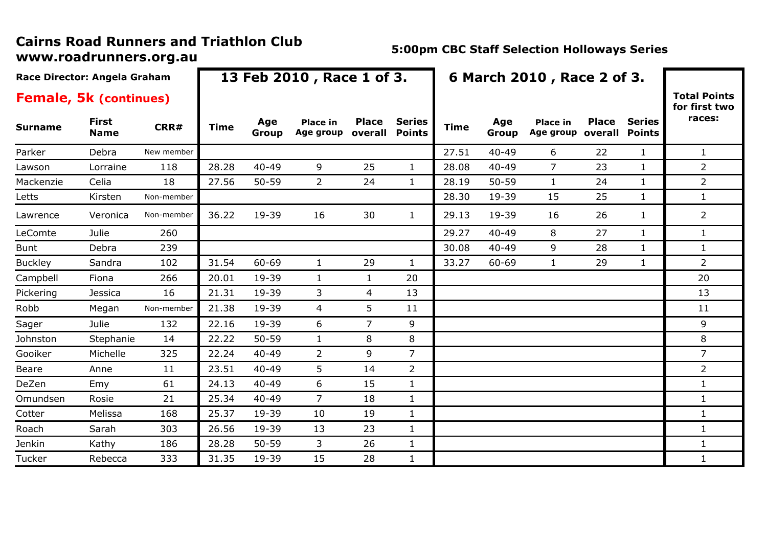# Cairns Road Runners and Triathlon Club
**www.roadrunners.org.au**

**5:00pm CBC Staff Selection Holloways Series**

**Race Director: Angela Graham**

## Female, 5k (continues)

| | | | 13 Feb 2010 , Race 1 of 3. | | | | | 6 March 2010 , Race 2 of 3. | | | | | |
|---|---|---|---|---|---|---|---|---|---|---|---|---|---|
| **Surname** | **First Name** | **CRR#** | **Time** | **Age Group** | **Place in Age group** | **Place overall** | **Series Points** | **Time** | **Age Group** | **Place in Age group** | **Place overall** | **Series Points** | **Total Points for first two races:** |
| Parker | Debra | New member | | | | | | 27.51 | 40-49 | 6 | 22 | 1 | 1 |
| Lawson | Lorraine | 118 | 28.28 | 40-49 | 9 | 25 | 1 | 28.08 | 40-49 | 7 | 23 | 1 | 2 |
| Mackenzie | Celia | 18 | 27.56 | 50-59 | 2 | 24 | 1 | 28.19 | 50-59 | 1 | 24 | 1 | 2 |
| Letts | Kirsten | Non-member | | | | | | 28.30 | 19-39 | 15 | 25 | 1 | 1 |
| Lawrence | Veronica | Non-member | 36.22 | 19-39 | 16 | 30 | 1 | 29.13 | 19-39 | 16 | 26 | 1 | 2 |
| LeComte | Julie | 260 | | | | | | 29.27 | 40-49 | 8 | 27 | 1 | 1 |
| Bunt | Debra | 239 | | | | | | 30.08 | 40-49 | 9 | 28 | 1 | 1 |
| Buckley | Sandra | 102 | 31.54 | 60-69 | 1 | 29 | 1 | 33.27 | 60-69 | 1 | 29 | 1 | 2 |
| Campbell | Fiona | 266 | 20.01 | 19-39 | 1 | 1 | 20 | | | | | | 20 |
| Pickering | Jessica | 16 | 21.31 | 19-39 | 3 | 4 | 13 | | | | | | 13 |
| Robb | Megan | Non-member | 21.38 | 19-39 | 4 | 5 | 11 | | | | | | 11 |
| Sager | Julie | 132 | 22.16 | 19-39 | 6 | 7 | 9 | | | | | | 9 |
| Johnston | Stephanie | 14 | 22.22 | 50-59 | 1 | 8 | 8 | | | | | | 8 |
| Gooiker | Michelle | 325 | 22.24 | 40-49 | 2 | 9 | 7 | | | | | | 7 |
| Beare | Anne | 11 | 23.51 | 40-49 | 5 | 14 | 2 | | | | | | 2 |
| DeZen | Emy | 61 | 24.13 | 40-49 | 6 | 15 | 1 | | | | | | 1 |
| Omundsen | Rosie | 21 | 25.34 | 40-49 | 7 | 18 | 1 | | | | | | 1 |
| Cotter | Melissa | 168 | 25.37 | 19-39 | 10 | 19 | 1 | | | | | | 1 |
| Roach | Sarah | 303 | 26.56 | 19-39 | 13 | 23 | 1 | | | | | | 1 |
| Jenkin | Kathy | 186 | 28.28 | 50-59 | 3 | 26 | 1 | | | | | | 1 |
| Tucker | Rebecca | 333 | 31.35 | 19-39 | 15 | 28 | 1 | | | | | | 1 |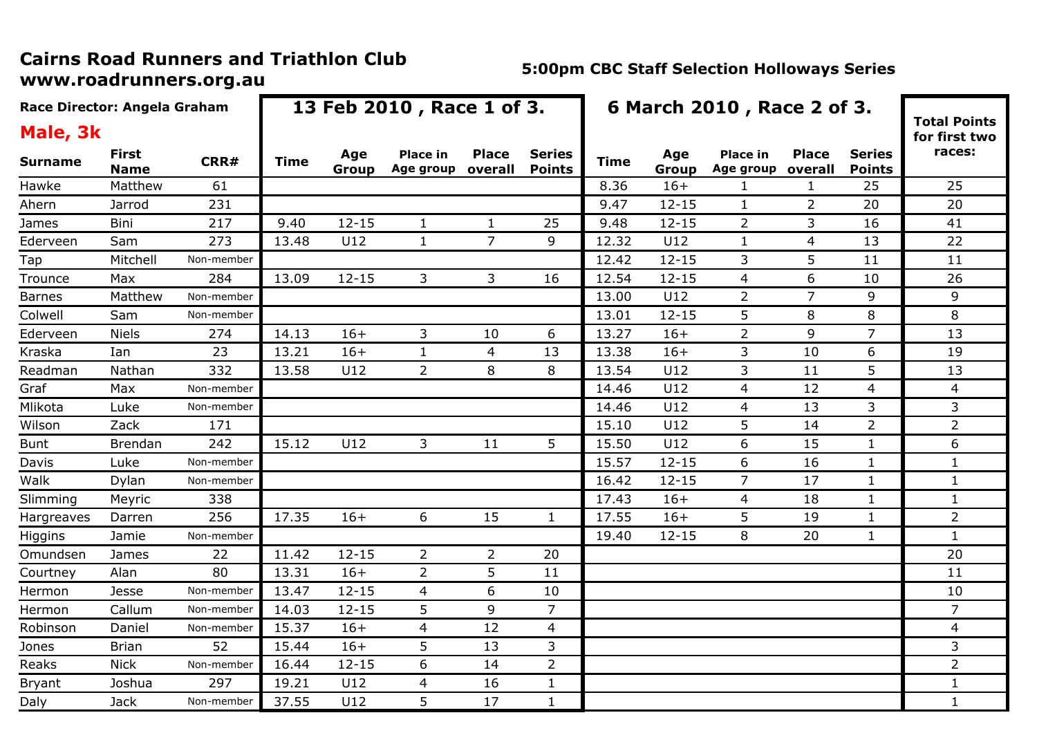# Cairns Road Runners and Triathlon Club
www.roadrunners.org.au

**5:00pm CBC Staff Selection Holloways Series**

**Race Director: Angela Graham**

## Male, 3k

| Surname | First Name | CRR# | 13 Feb 2010 , Race 1 of 3. | | | | | 6 March 2010 , Race 2 of 3. | | | | | Total Points for first two races: |
|---|---|---|---|---|---|---|---|---|---|---|---|---|---|
| | | | Time | Age Group | Place in Age group | Place overall | Series Points | Time | Age Group | Place in Age group | Place overall | Series Points | |
| Hawke | Matthew | 61 | | | | | | 8.36 | 16+ | 1 | 1 | 25 | 25 |
| Ahern | Jarrod | 231 | | | | | | 9.47 | 12-15 | 1 | 2 | 20 | 20 |
| James | Bini | 217 | 9.40 | 12-15 | 1 | 1 | 25 | 9.48 | 12-15 | 2 | 3 | 16 | 41 |
| Ederveen | Sam | 273 | 13.48 | U12 | 1 | 7 | 9 | 12.32 | U12 | 1 | 4 | 13 | 22 |
| Tap | Mitchell | Non-member | | | | | | 12.42 | 12-15 | 3 | 5 | 11 | 11 |
| Trounce | Max | 284 | 13.09 | 12-15 | 3 | 3 | 16 | 12.54 | 12-15 | 4 | 6 | 10 | 26 |
| Barnes | Matthew | Non-member | | | | | | 13.00 | U12 | 2 | 7 | 9 | 9 |
| Colwell | Sam | Non-member | | | | | | 13.01 | 12-15 | 5 | 8 | 8 | 8 |
| Ederveen | Niels | 274 | 14.13 | 16+ | 3 | 10 | 6 | 13.27 | 16+ | 2 | 9 | 7 | 13 |
| Kraska | Ian | 23 | 13.21 | 16+ | 1 | 4 | 13 | 13.38 | 16+ | 3 | 10 | 6 | 19 |
| Readman | Nathan | 332 | 13.58 | U12 | 2 | 8 | 8 | 13.54 | U12 | 3 | 11 | 5 | 13 |
| Graf | Max | Non-member | | | | | | 14.46 | U12 | 4 | 12 | 4 | 4 |
| Mlikota | Luke | Non-member | | | | | | 14.46 | U12 | 4 | 13 | 3 | 3 |
| Wilson | Zack | 171 | | | | | | 15.10 | U12 | 5 | 14 | 2 | 2 |
| Bunt | Brendan | 242 | 15.12 | U12 | 3 | 11 | 5 | 15.50 | U12 | 6 | 15 | 1 | 6 |
| Davis | Luke | Non-member | | | | | | 15.57 | 12-15 | 6 | 16 | 1 | 1 |
| Walk | Dylan | Non-member | | | | | | 16.42 | 12-15 | 7 | 17 | 1 | 1 |
| Slimming | Meyric | 338 | | | | | | 17.43 | 16+ | 4 | 18 | 1 | 1 |
| Hargreaves | Darren | 256 | 17.35 | 16+ | 6 | 15 | 1 | 17.55 | 16+ | 5 | 19 | 1 | 2 |
| Higgins | Jamie | Non-member | | | | | | 19.40 | 12-15 | 8 | 20 | 1 | 1 |
| Omundsen | James | 22 | 11.42 | 12-15 | 2 | 2 | 20 | | | | | | 20 |
| Courtney | Alan | 80 | 13.31 | 16+ | 2 | 5 | 11 | | | | | | 11 |
| Hermon | Jesse | Non-member | 13.47 | 12-15 | 4 | 6 | 10 | | | | | | 10 |
| Hermon | Callum | Non-member | 14.03 | 12-15 | 5 | 9 | 7 | | | | | | 7 |
| Robinson | Daniel | Non-member | 15.37 | 16+ | 4 | 12 | 4 | | | | | | 4 |
| Jones | Brian | 52 | 15.44 | 16+ | 5 | 13 | 3 | | | | | | 3 |
| Reaks | Nick | Non-member | 16.44 | 12-15 | 6 | 14 | 2 | | | | | | 2 |
| Bryant | Joshua | 297 | 19.21 | U12 | 4 | 16 | 1 | | | | | | 1 |
| Daly | Jack | Non-member | 37.55 | U12 | 5 | 17 | 1 | | | | | | 1 |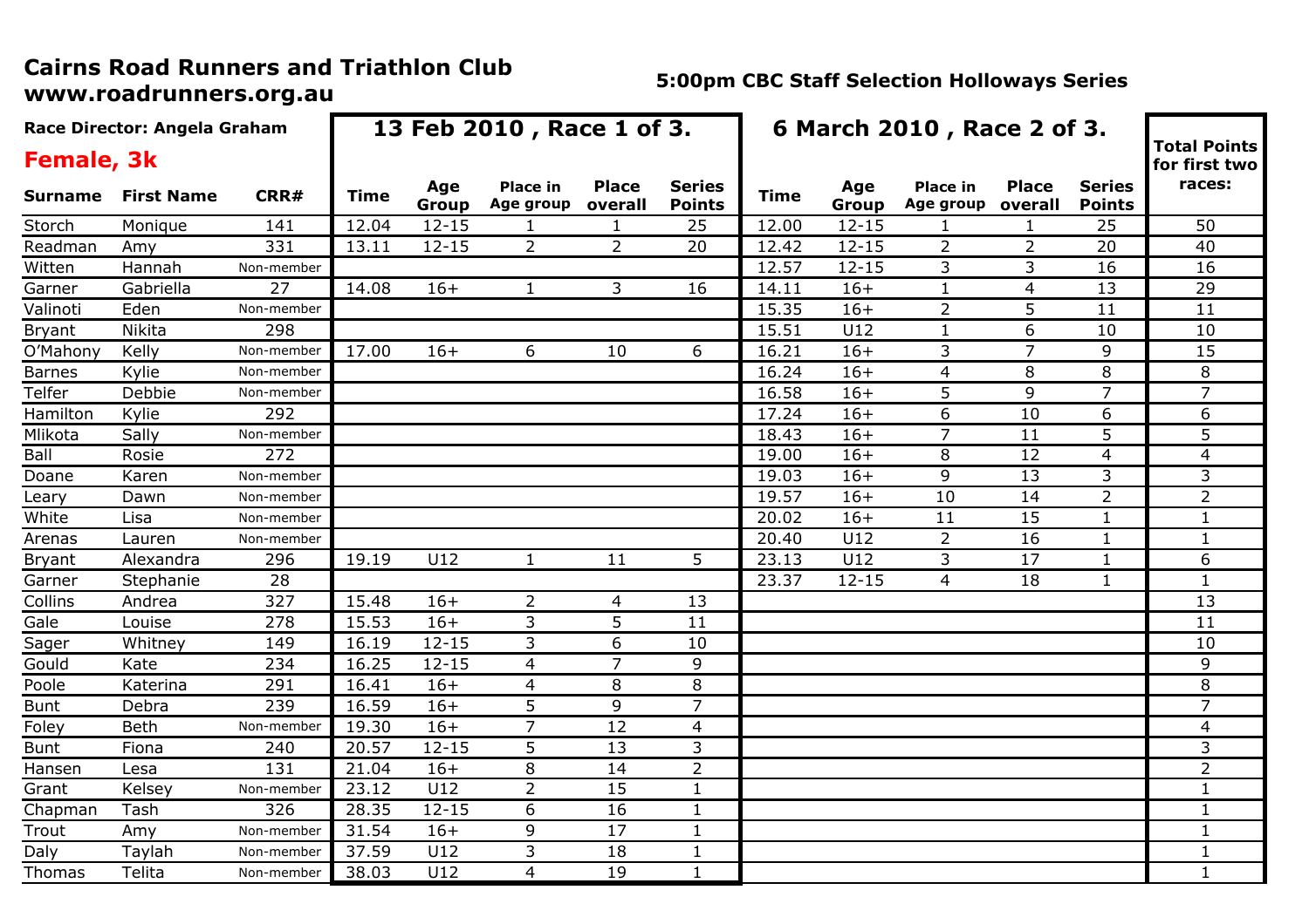## Cairns Road Runners and Triathlon Club
**www.roadrunners.org.au**

**5:00pm CBC Staff Selection Holloways Series**

**Race Director: Angela Graham**

### Female, 3k

| | | | 13 Feb 2010 , Race 1 of 3. | | | | | 6 March 2010 , Race 2 of 3. | | | | | |
|---|---|---|---|---|---|---|---|---|---|---|---|---|---|
| **Surname** | **First Name** | **CRR#** | **Time** | **Age Group** | **Place in Age group** | **Place overall** | **Series Points** | **Time** | **Age Group** | **Place in Age group** | **Place overall** | **Series Points** | **Total Points for first two races:** |
| Storch | Monique | 141 | 12.04 | 12-15 | 1 | 1 | 25 | 12.00 | 12-15 | 1 | 1 | 25 | 50 |
| Readman | Amy | 331 | 13.11 | 12-15 | 2 | 2 | 20 | 12.42 | 12-15 | 2 | 2 | 20 | 40 |
| Witten | Hannah | Non-member | | | | | | 12.57 | 12-15 | 3 | 3 | 16 | 16 |
| Garner | Gabriella | 27 | 14.08 | 16+ | 1 | 3 | 16 | 14.11 | 16+ | 1 | 4 | 13 | 29 |
| Valinoti | Eden | Non-member | | | | | | 15.35 | 16+ | 2 | 5 | 11 | 11 |
| Bryant | Nikita | 298 | | | | | | 15.51 | U12 | 1 | 6 | 10 | 10 |
| O'Mahony | Kelly | Non-member | 17.00 | 16+ | 6 | 10 | 6 | 16.21 | 16+ | 3 | 7 | 9 | 15 |
| Barnes | Kylie | Non-member | | | | | | 16.24 | 16+ | 4 | 8 | 8 | 8 |
| Telfer | Debbie | Non-member | | | | | | 16.58 | 16+ | 5 | 9 | 7 | 7 |
| Hamilton | Kylie | 292 | | | | | | 17.24 | 16+ | 6 | 10 | 6 | 6 |
| Mlikota | Sally | Non-member | | | | | | 18.43 | 16+ | 7 | 11 | 5 | 5 |
| Ball | Rosie | 272 | | | | | | 19.00 | 16+ | 8 | 12 | 4 | 4 |
| Doane | Karen | Non-member | | | | | | 19.03 | 16+ | 9 | 13 | 3 | 3 |
| Leary | Dawn | Non-member | | | | | | 19.57 | 16+ | 10 | 14 | 2 | 2 |
| White | Lisa | Non-member | | | | | | 20.02 | 16+ | 11 | 15 | 1 | 1 |
| Arenas | Lauren | Non-member | | | | | | 20.40 | U12 | 2 | 16 | 1 | 1 |
| Bryant | Alexandra | 296 | 19.19 | U12 | 1 | 11 | 5 | 23.13 | U12 | 3 | 17 | 1 | 6 |
| Garner | Stephanie | 28 | | | | | | 23.37 | 12-15 | 4 | 18 | 1 | 1 |
| Collins | Andrea | 327 | 15.48 | 16+ | 2 | 4 | 13 | | | | | | 13 |
| Gale | Louise | 278 | 15.53 | 16+ | 3 | 5 | 11 | | | | | | 11 |
| Sager | Whitney | 149 | 16.19 | 12-15 | 3 | 6 | 10 | | | | | | 10 |
| Gould | Kate | 234 | 16.25 | 12-15 | 4 | 7 | 9 | | | | | | 9 |
| Poole | Katerina | 291 | 16.41 | 16+ | 4 | 8 | 8 | | | | | | 8 |
| Bunt | Debra | 239 | 16.59 | 16+ | 5 | 9 | 7 | | | | | | 7 |
| Foley | Beth | Non-member | 19.30 | 16+ | 7 | 12 | 4 | | | | | | 4 |
| Bunt | Fiona | 240 | 20.57 | 12-15 | 5 | 13 | 3 | | | | | | 3 |
| Hansen | Lesa | 131 | 21.04 | 16+ | 8 | 14 | 2 | | | | | | 2 |
| Grant | Kelsey | Non-member | 23.12 | U12 | 2 | 15 | 1 | | | | | | 1 |
| Chapman | Tash | 326 | 28.35 | 12-15 | 6 | 16 | 1 | | | | | | 1 |
| Trout | Amy | Non-member | 31.54 | 16+ | 9 | 17 | 1 | | | | | | 1 |
| Daly | Taylah | Non-member | 37.59 | U12 | 3 | 18 | 1 | | | | | | 1 |
| Thomas | Telita | Non-member | 38.03 | U12 | 4 | 19 | 1 | | | | | | 1 |